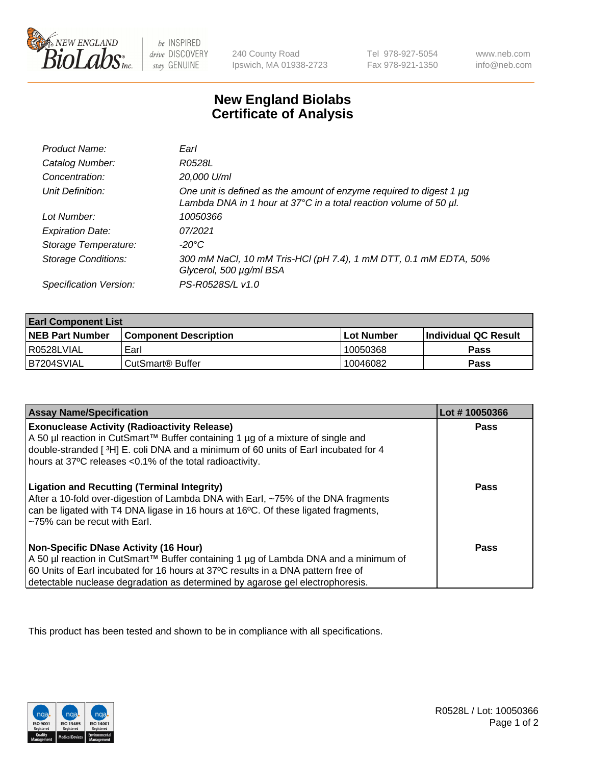# New England Biolabs Certificate of Analysis

| | |
|---|---|
| *Product Name:* | *EarI* |
| *Catalog Number:* | *R0528L* |
| *Concentration:* | *20,000 U/ml* |
| *Unit Definition:* | *One unit is defined as the amount of enzyme required to digest 1 µg Lambda DNA in 1 hour at 37°C in a total reaction volume of 50 µl.* |
| *Lot Number:* | *10050366* |
| *Expiration Date:* | *07/2021* |
| *Storage Temperature:* | *-20°C* |
| *Storage Conditions:* | *300 mM NaCl, 10 mM Tris-HCl (pH 7.4), 1 mM DTT, 0.1 mM EDTA, 50% Glycerol, 500 µg/ml BSA* |
| *Specification Version:* | *PS-R0528S/L v1.0* |

| **EarI Component List** | | | |
|---|---|---|---|
| **NEB Part Number** | **Component Description** | **Lot Number** | **Individual QC Result** |
| R0528LVIAL | EarI | 10050368 | **Pass** |
| B7204SVIAL | CutSmart® Buffer | 10046082 | **Pass** |

| **Assay Name/Specification** | **Lot # 10050366** |
|---|---|
| **Exonuclease Activity (Radioactivity Release)** A 50 µl reaction in CutSmart™ Buffer containing 1 µg of a mixture of single and double-stranded [ $^3$H] E. coli DNA and a minimum of 60 units of EarI incubated for 4 hours at 37ºC releases <0.1% of the total radioactivity. | **Pass** |
| **Ligation and Recutting (Terminal Integrity)** After a 10-fold over-digestion of Lambda DNA with EarI, ~75% of the DNA fragments can be ligated with T4 DNA ligase in 16 hours at 16ºC. Of these ligated fragments, ~75% can be recut with EarI. | **Pass** |
| **Non-Specific DNase Activity (16 Hour)** A 50 µl reaction in CutSmart™ Buffer containing 1 µg of Lambda DNA and a minimum of 60 Units of EarI incubated for 16 hours at 37ºC results in a DNA pattern free of detectable nuclease degradation as determined by agarose gel electrophoresis. | **Pass** |

This product has been tested and shown to be in compliance with all specifications.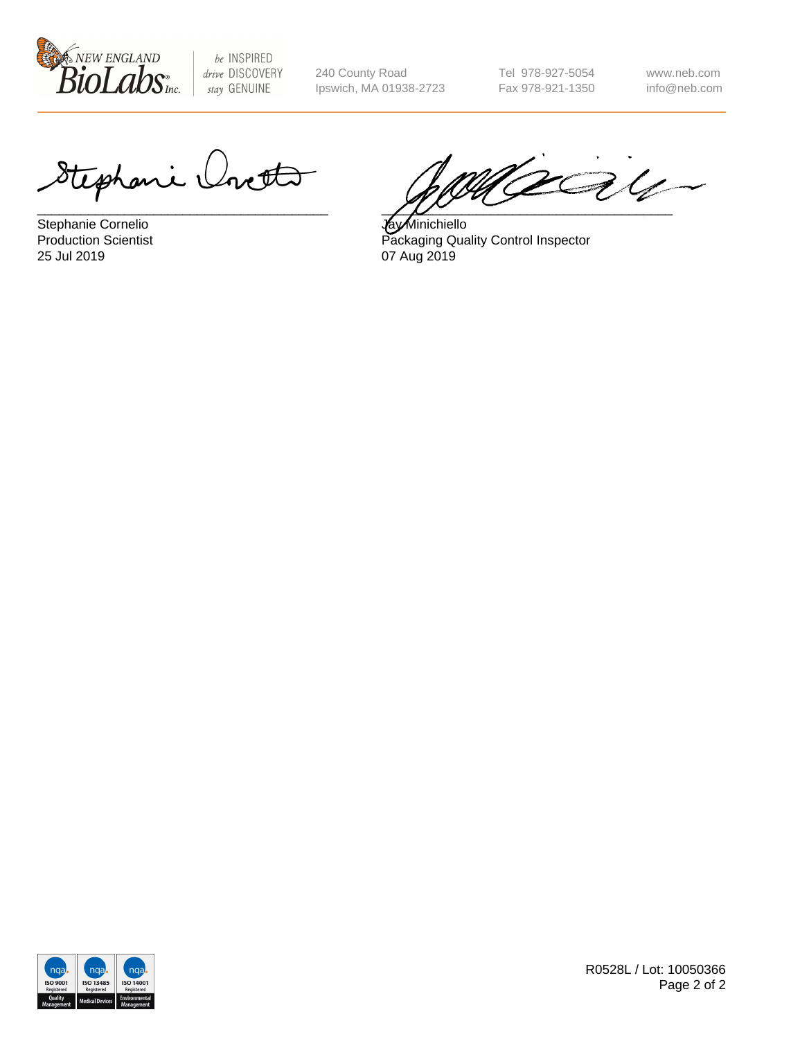be INSPIRED
drive DISCOVERY
stay GENUINE

240 County Road
Ipswich, MA 01938-2723

Tel 978-927-5054
Fax 978-921-1350

www.neb.com
info@neb.com

| | |
|---|---|
| Stephanie Cornelio | Jay Minichiello |
| Production Scientist | Packaging Quality Control Inspector |
| 25 Jul 2019 | 07 Aug 2019 |

R0528L / Lot: 10050366